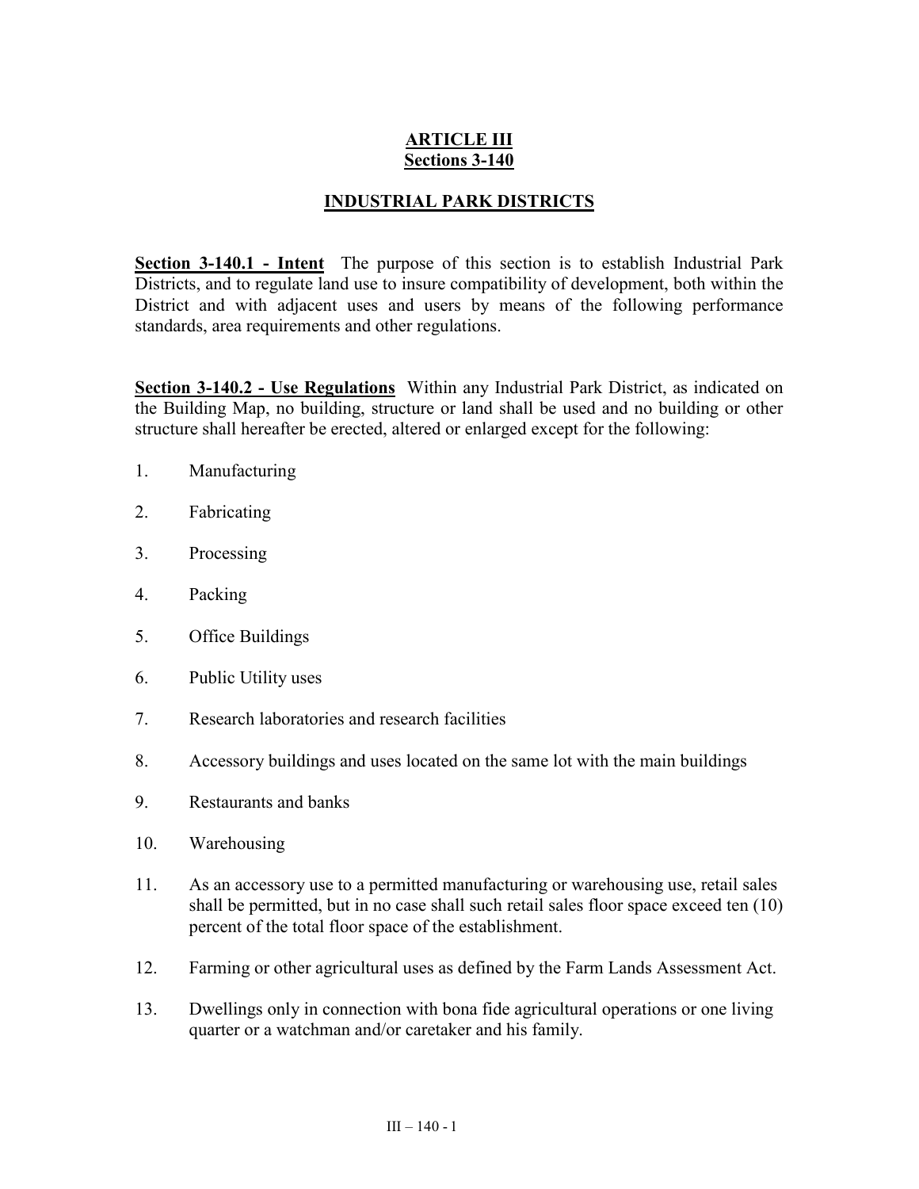# ARTICLE III
## Sections 3-140

## INDUSTRIAL PARK DISTRICTS

**Section 3-140.1 - Intent** The purpose of this section is to establish Industrial Park Districts, and to regulate land use to insure compatibility of development, both within the District and with adjacent uses and users by means of the following performance standards, area requirements and other regulations.

**Section 3-140.2 - Use Regulations** Within any Industrial Park District, as indicated on the Building Map, no building, structure or land shall be used and no building or other structure shall hereafter be erected, altered or enlarged except for the following:

1. Manufacturing
2. Fabricating
3. Processing
4. Packing
5. Office Buildings
6. Public Utility uses
7. Research laboratories and research facilities
8. Accessory buildings and uses located on the same lot with the main buildings
9. Restaurants and banks
10. Warehousing
11. As an accessory use to a permitted manufacturing or warehousing use, retail sales shall be permitted, but in no case shall such retail sales floor space exceed ten (10) percent of the total floor space of the establishment.
12. Farming or other agricultural uses as defined by the Farm Lands Assessment Act.
13. Dwellings only in connection with bona fide agricultural operations or one living quarter or a watchman and/or caretaker and his family.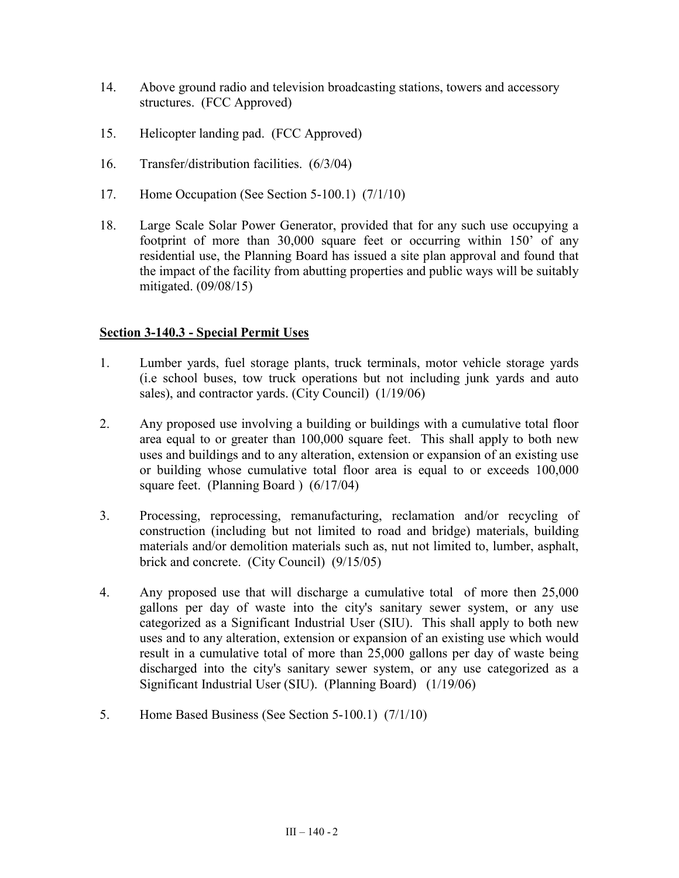14. Above ground radio and television broadcasting stations, towers and accessory structures. (FCC Approved)

15. Helicopter landing pad. (FCC Approved)

16. Transfer/distribution facilities. (6/3/04)

17. Home Occupation (See Section 5-100.1) (7/1/10)

18. Large Scale Solar Power Generator, provided that for any such use occupying a footprint of more than 30,000 square feet or occurring within 150' of any residential use, the Planning Board has issued a site plan approval and found that the impact of the facility from abutting properties and public ways will be suitably mitigated. (09/08/15)

## Section 3-140.3 - Special Permit Uses

1. Lumber yards, fuel storage plants, truck terminals, motor vehicle storage yards (i.e school buses, tow truck operations but not including junk yards and auto sales), and contractor yards. (City Council) (1/19/06)

2. Any proposed use involving a building or buildings with a cumulative total floor area equal to or greater than 100,000 square feet. This shall apply to both new uses and buildings and to any alteration, extension or expansion of an existing use or building whose cumulative total floor area is equal to or exceeds 100,000 square feet. (Planning Board ) (6/17/04)

3. Processing, reprocessing, remanufacturing, reclamation and/or recycling of construction (including but not limited to road and bridge) materials, building materials and/or demolition materials such as, nut not limited to, lumber, asphalt, brick and concrete. (City Council) (9/15/05)

4. Any proposed use that will discharge a cumulative total of more then 25,000 gallons per day of waste into the city's sanitary sewer system, or any use categorized as a Significant Industrial User (SIU). This shall apply to both new uses and to any alteration, extension or expansion of an existing use which would result in a cumulative total of more than 25,000 gallons per day of waste being discharged into the city's sanitary sewer system, or any use categorized as a Significant Industrial User (SIU). (Planning Board) (1/19/06)

5. Home Based Business (See Section 5-100.1) (7/1/10)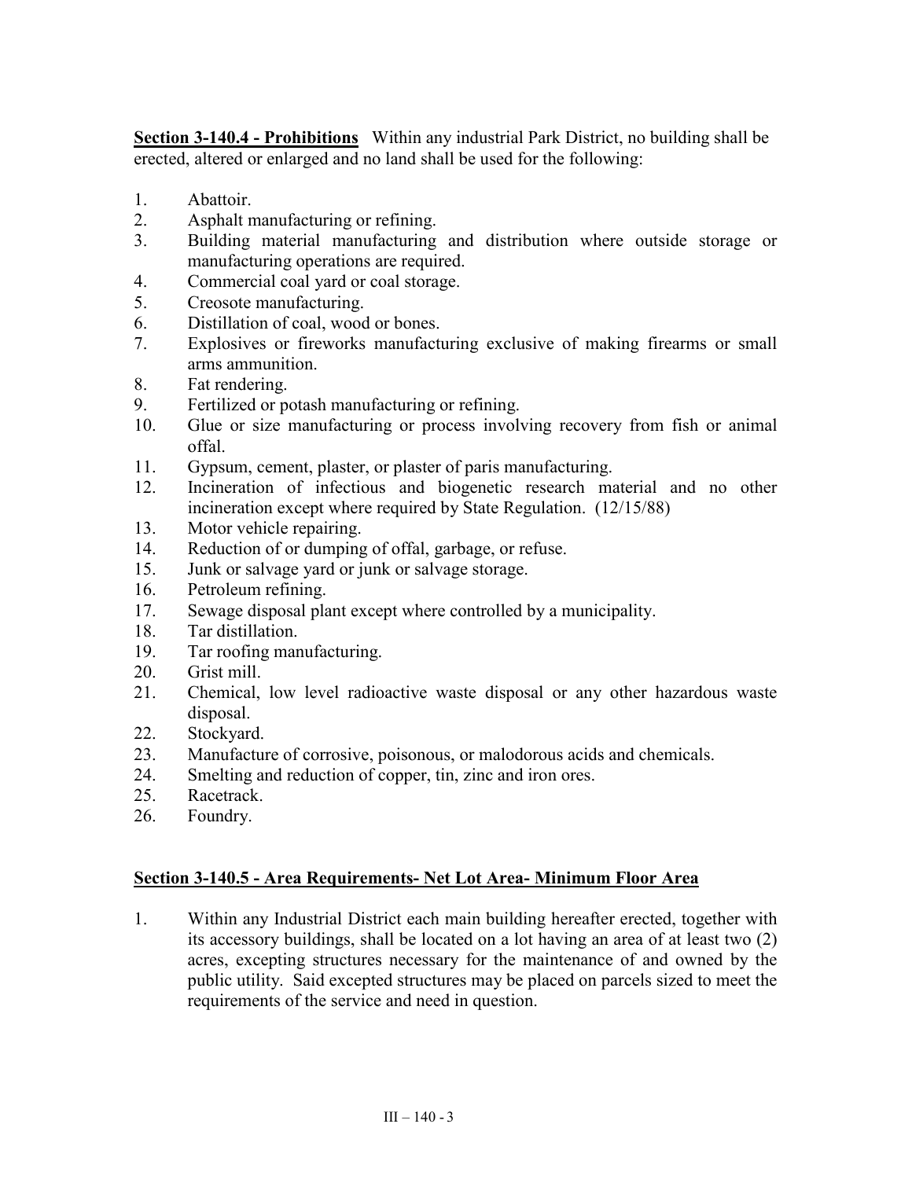**Section 3-140.4 - Prohibitions** Within any industrial Park District, no building shall be erected, altered or enlarged and no land shall be used for the following:

1. Abattoir.
2. Asphalt manufacturing or refining.
3. Building material manufacturing and distribution where outside storage or manufacturing operations are required.
4. Commercial coal yard or coal storage.
5. Creosote manufacturing.
6. Distillation of coal, wood or bones.
7. Explosives or fireworks manufacturing exclusive of making firearms or small arms ammunition.
8. Fat rendering.
9. Fertilized or potash manufacturing or refining.
10. Glue or size manufacturing or process involving recovery from fish or animal offal.
11. Gypsum, cement, plaster, or plaster of paris manufacturing.
12. Incineration of infectious and biogenetic research material and no other incineration except where required by State Regulation. (12/15/88)
13. Motor vehicle repairing.
14. Reduction of or dumping of offal, garbage, or refuse.
15. Junk or salvage yard or junk or salvage storage.
16. Petroleum refining.
17. Sewage disposal plant except where controlled by a municipality.
18. Tar distillation.
19. Tar roofing manufacturing.
20. Grist mill.
21. Chemical, low level radioactive waste disposal or any other hazardous waste disposal.
22. Stockyard.
23. Manufacture of corrosive, poisonous, or malodorous acids and chemicals.
24. Smelting and reduction of copper, tin, zinc and iron ores.
25. Racetrack.
26. Foundry.

**Section 3-140.5 - Area Requirements- Net Lot Area- Minimum Floor Area**

1. Within any Industrial District each main building hereafter erected, together with its accessory buildings, shall be located on a lot having an area of at least two (2) acres, excepting structures necessary for the maintenance of and owned by the public utility. Said excepted structures may be placed on parcels sized to meet the requirements of the service and need in question.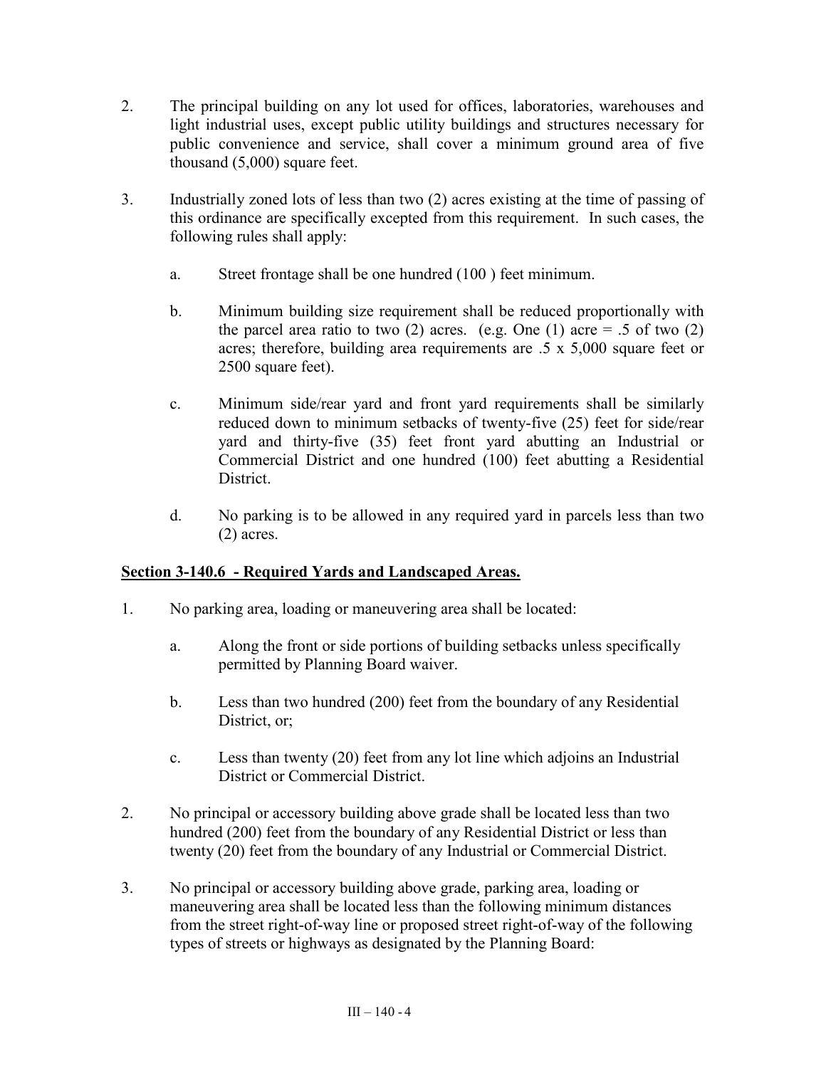2. The principal building on any lot used for offices, laboratories, warehouses and light industrial uses, except public utility buildings and structures necessary for public convenience and service, shall cover a minimum ground area of five thousand (5,000) square feet.

3. Industrially zoned lots of less than two (2) acres existing at the time of passing of this ordinance are specifically excepted from this requirement. In such cases, the following rules shall apply:

   a. Street frontage shall be one hundred (100 ) feet minimum.

   b. Minimum building size requirement shall be reduced proportionally with the parcel area ratio to two (2) acres. (e.g. One (1) acre = .5 of two (2) acres; therefore, building area requirements are .5 x 5,000 square feet or 2500 square feet).

   c. Minimum side/rear yard and front yard requirements shall be similarly reduced down to minimum setbacks of twenty-five (25) feet for side/rear yard and thirty-five (35) feet front yard abutting an Industrial or Commercial District and one hundred (100) feet abutting a Residential District.

   d. No parking is to be allowed in any required yard in parcels less than two (2) acres.

## **Section 3-140.6 - Required Yards and Landscaped Areas.**

1. No parking area, loading or maneuvering area shall be located:

   a. Along the front or side portions of building setbacks unless specifically permitted by Planning Board waiver.

   b. Less than two hundred (200) feet from the boundary of any Residential District, or;

   c. Less than twenty (20) feet from any lot line which adjoins an Industrial District or Commercial District.

2. No principal or accessory building above grade shall be located less than two hundred (200) feet from the boundary of any Residential District or less than twenty (20) feet from the boundary of any Industrial or Commercial District.

3. No principal or accessory building above grade, parking area, loading or maneuvering area shall be located less than the following minimum distances from the street right-of-way line or proposed street right-of-way of the following types of streets or highways as designated by the Planning Board: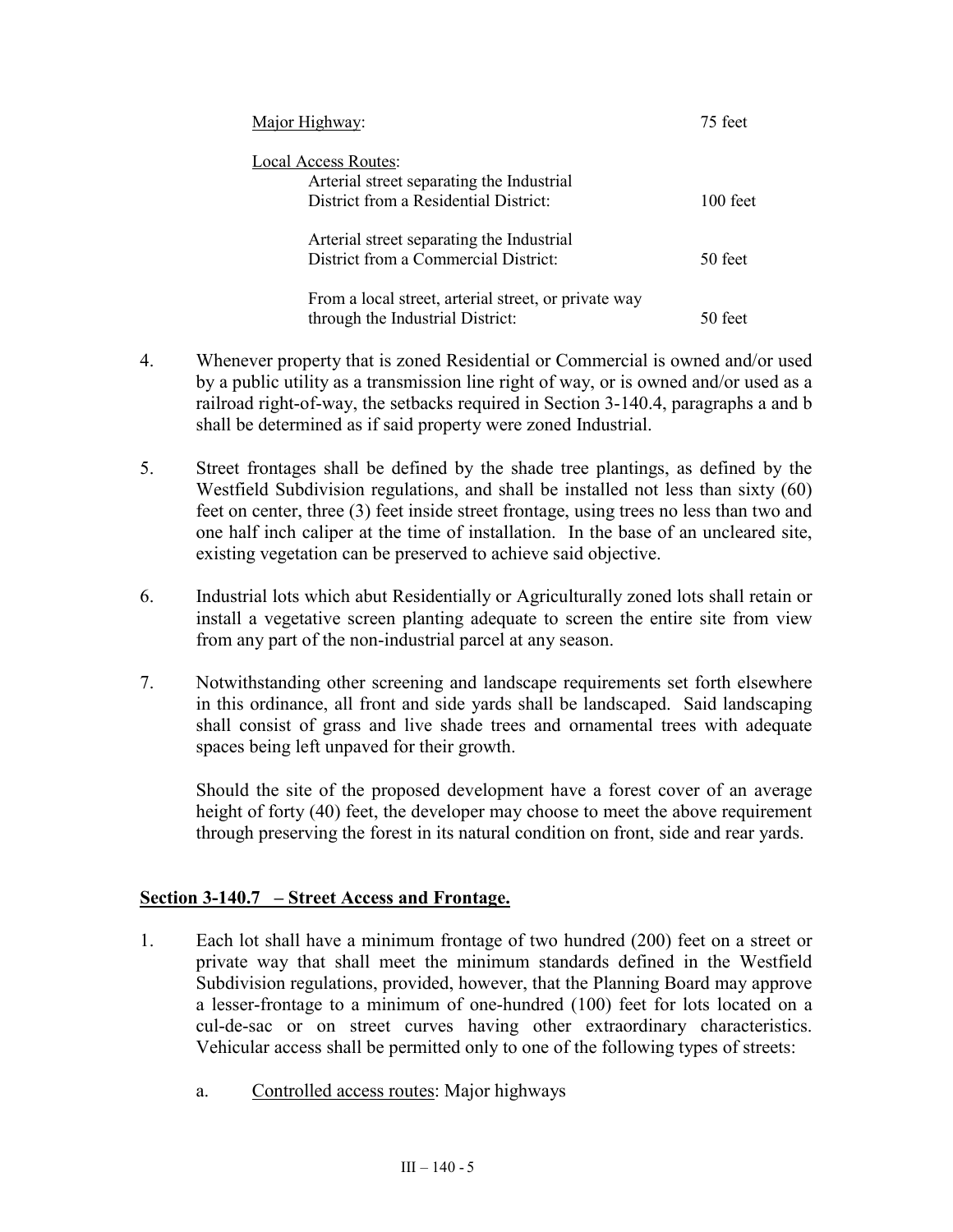<u>Major Highway</u>: 75 feet

<u>Local Access Routes</u>:

Arterial street separating the Industrial District from a Residential District: 100 feet

Arterial street separating the Industrial District from a Commercial District: 50 feet

From a local street, arterial street, or private way through the Industrial District: 50 feet

4. Whenever property that is zoned Residential or Commercial is owned and/or used by a public utility as a transmission line right of way, or is owned and/or used as a railroad right-of-way, the setbacks required in Section 3-140.4, paragraphs a and b shall be determined as if said property were zoned Industrial.

5. Street frontages shall be defined by the shade tree plantings, as defined by the Westfield Subdivision regulations, and shall be installed not less than sixty (60) feet on center, three (3) feet inside street frontage, using trees no less than two and one half inch caliper at the time of installation. In the base of an uncleared site, existing vegetation can be preserved to achieve said objective.

6. Industrial lots which abut Residentially or Agriculturally zoned lots shall retain or install a vegetative screen planting adequate to screen the entire site from view from any part of the non-industrial parcel at any season.

7. Notwithstanding other screening and landscape requirements set forth elsewhere in this ordinance, all front and side yards shall be landscaped. Said landscaping shall consist of grass and live shade trees and ornamental trees with adequate spaces being left unpaved for their growth.

   Should the site of the proposed development have a forest cover of an average height of forty (40) feet, the developer may choose to meet the above requirement through preserving the forest in its natural condition on front, side and rear yards.

## Section 3-140.7 – Street Access and Frontage.

1. Each lot shall have a minimum frontage of two hundred (200) feet on a street or private way that shall meet the minimum standards defined in the Westfield Subdivision regulations, provided, however, that the Planning Board may approve a lesser-frontage to a minimum of one-hundred (100) feet for lots located on a cul-de-sac or on street curves having other extraordinary characteristics. Vehicular access shall be permitted only to one of the following types of streets:

   a. <u>Controlled access routes</u>: Major highways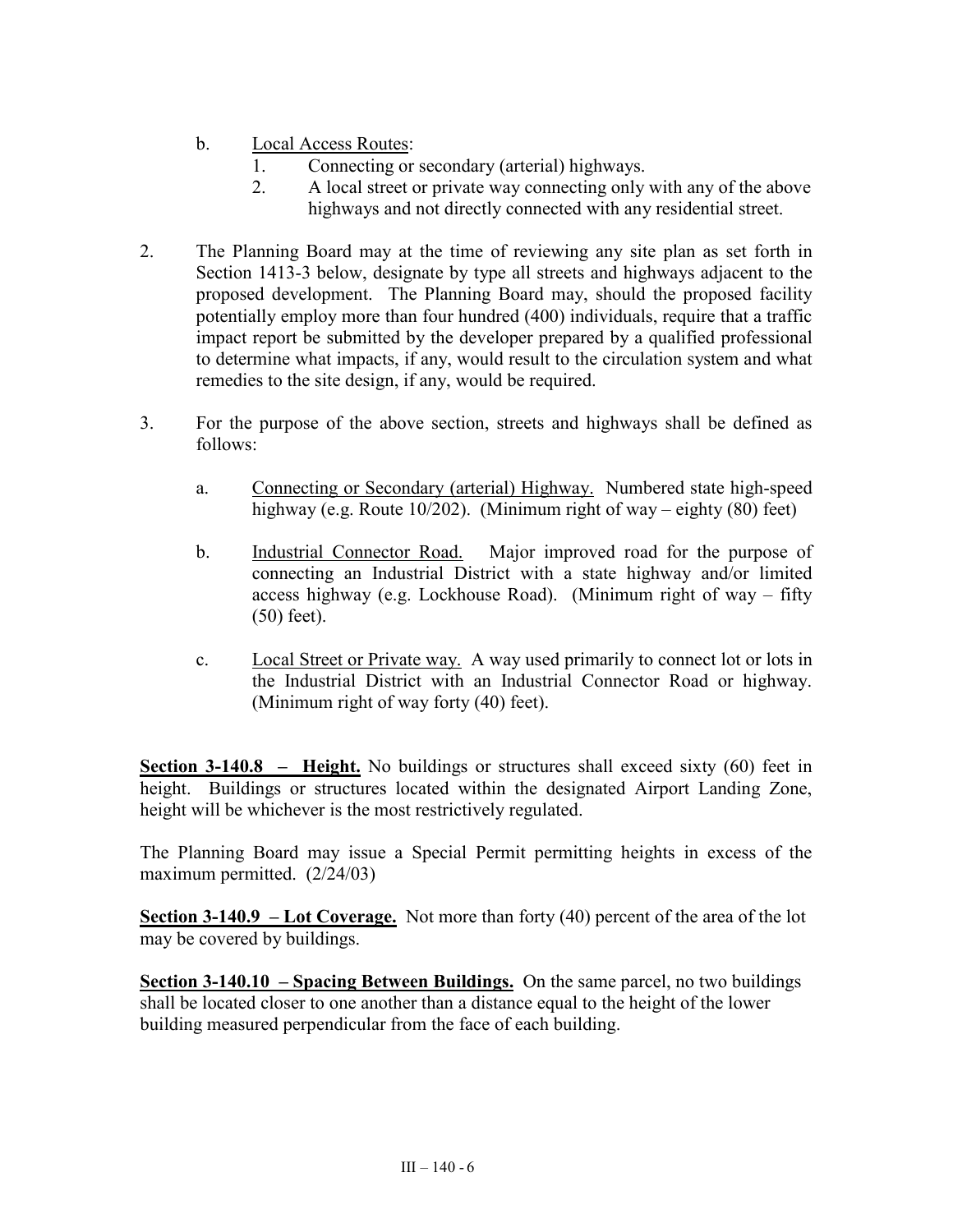b. Local Access Routes:
   1. Connecting or secondary (arterial) highways.
   2. A local street or private way connecting only with any of the above highways and not directly connected with any residential street.

2. The Planning Board may at the time of reviewing any site plan as set forth in Section 1413-3 below, designate by type all streets and highways adjacent to the proposed development. The Planning Board may, should the proposed facility potentially employ more than four hundred (400) individuals, require that a traffic impact report be submitted by the developer prepared by a qualified professional to determine what impacts, if any, would result to the circulation system and what remedies to the site design, if any, would be required.

3. For the purpose of the above section, streets and highways shall be defined as follows:

   a. Connecting or Secondary (arterial) Highway. Numbered state high-speed highway (e.g. Route 10/202). (Minimum right of way – eighty (80) feet)

   b. Industrial Connector Road. Major improved road for the purpose of connecting an Industrial District with a state highway and/or limited access highway (e.g. Lockhouse Road). (Minimum right of way – fifty (50) feet).

   c. Local Street or Private way. A way used primarily to connect lot or lots in the Industrial District with an Industrial Connector Road or highway. (Minimum right of way forty (40) feet).

**Section 3-140.8 – Height.** No buildings or structures shall exceed sixty (60) feet in height. Buildings or structures located within the designated Airport Landing Zone, height will be whichever is the most restrictively regulated.

The Planning Board may issue a Special Permit permitting heights in excess of the maximum permitted. (2/24/03)

**Section 3-140.9 – Lot Coverage.** Not more than forty (40) percent of the area of the lot may be covered by buildings.

**Section 3-140.10 – Spacing Between Buildings.** On the same parcel, no two buildings shall be located closer to one another than a distance equal to the height of the lower building measured perpendicular from the face of each building.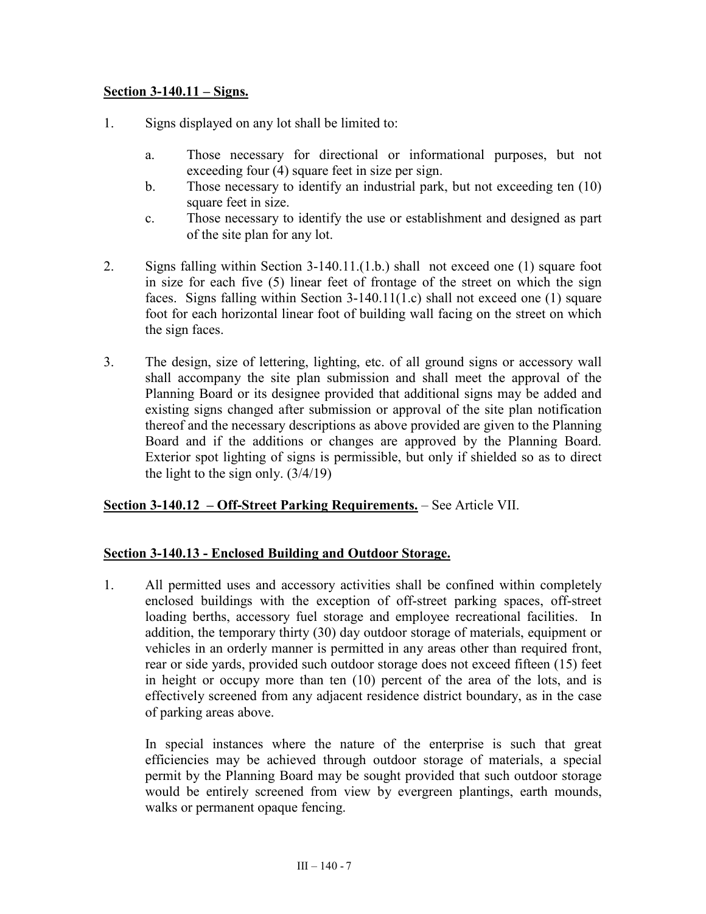**Section 3-140.11 – Signs.**

1. Signs displayed on any lot shall be limited to:

   a. Those necessary for directional or informational purposes, but not exceeding four (4) square feet in size per sign.
   b. Those necessary to identify an industrial park, but not exceeding ten (10) square feet in size.
   c. Those necessary to identify the use or establishment and designed as part of the site plan for any lot.

2. Signs falling within Section 3-140.11.(1.b.) shall not exceed one (1) square foot in size for each five (5) linear feet of frontage of the street on which the sign faces. Signs falling within Section 3-140.11(1.c) shall not exceed one (1) square foot for each horizontal linear foot of building wall facing on the street on which the sign faces.

3. The design, size of lettering, lighting, etc. of all ground signs or accessory wall shall accompany the site plan submission and shall meet the approval of the Planning Board or its designee provided that additional signs may be added and existing signs changed after submission or approval of the site plan notification thereof and the necessary descriptions as above provided are given to the Planning Board and if the additions or changes are approved by the Planning Board. Exterior spot lighting of signs is permissible, but only if shielded so as to direct the light to the sign only. (3/4/19)

**Section 3-140.12 – Off-Street Parking Requirements.** – See Article VII.

**Section 3-140.13 - Enclosed Building and Outdoor Storage.**

1. All permitted uses and accessory activities shall be confined within completely enclosed buildings with the exception of off-street parking spaces, off-street loading berths, accessory fuel storage and employee recreational facilities. In addition, the temporary thirty (30) day outdoor storage of materials, equipment or vehicles in an orderly manner is permitted in any areas other than required front, rear or side yards, provided such outdoor storage does not exceed fifteen (15) feet in height or occupy more than ten (10) percent of the area of the lots, and is effectively screened from any adjacent residence district boundary, as in the case of parking areas above.

   In special instances where the nature of the enterprise is such that great efficiencies may be achieved through outdoor storage of materials, a special permit by the Planning Board may be sought provided that such outdoor storage would be entirely screened from view by evergreen plantings, earth mounds, walks or permanent opaque fencing.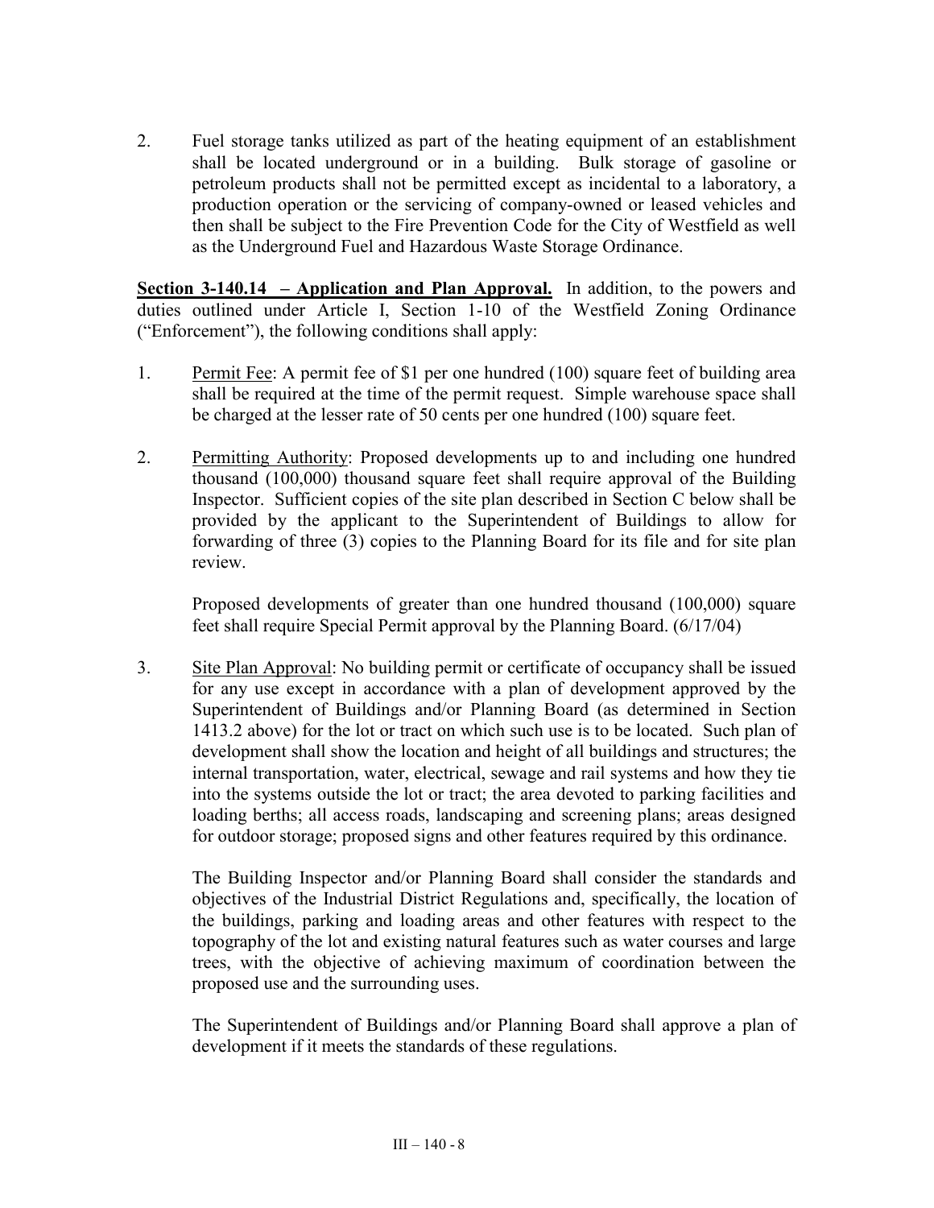2. Fuel storage tanks utilized as part of the heating equipment of an establishment shall be located underground or in a building. Bulk storage of gasoline or petroleum products shall not be permitted except as incidental to a laboratory, a production operation or the servicing of company-owned or leased vehicles and then shall be subject to the Fire Prevention Code for the City of Westfield as well as the Underground Fuel and Hazardous Waste Storage Ordinance.

**Section 3-140.14 – Application and Plan Approval.** In addition, to the powers and duties outlined under Article I, Section 1-10 of the Westfield Zoning Ordinance ("Enforcement"), the following conditions shall apply:

1. Permit Fee: A permit fee of $1 per one hundred (100) square feet of building area shall be required at the time of the permit request. Simple warehouse space shall be charged at the lesser rate of 50 cents per one hundred (100) square feet.

2. Permitting Authority: Proposed developments up to and including one hundred thousand (100,000) thousand square feet shall require approval of the Building Inspector. Sufficient copies of the site plan described in Section C below shall be provided by the applicant to the Superintendent of Buildings to allow for forwarding of three (3) copies to the Planning Board for its file and for site plan review.

   Proposed developments of greater than one hundred thousand (100,000) square feet shall require Special Permit approval by the Planning Board. (6/17/04)

3. Site Plan Approval: No building permit or certificate of occupancy shall be issued for any use except in accordance with a plan of development approved by the Superintendent of Buildings and/or Planning Board (as determined in Section 1413.2 above) for the lot or tract on which such use is to be located. Such plan of development shall show the location and height of all buildings and structures; the internal transportation, water, electrical, sewage and rail systems and how they tie into the systems outside the lot or tract; the area devoted to parking facilities and loading berths; all access roads, landscaping and screening plans; areas designed for outdoor storage; proposed signs and other features required by this ordinance.

   The Building Inspector and/or Planning Board shall consider the standards and objectives of the Industrial District Regulations and, specifically, the location of the buildings, parking and loading areas and other features with respect to the topography of the lot and existing natural features such as water courses and large trees, with the objective of achieving maximum of coordination between the proposed use and the surrounding uses.

   The Superintendent of Buildings and/or Planning Board shall approve a plan of development if it meets the standards of these regulations.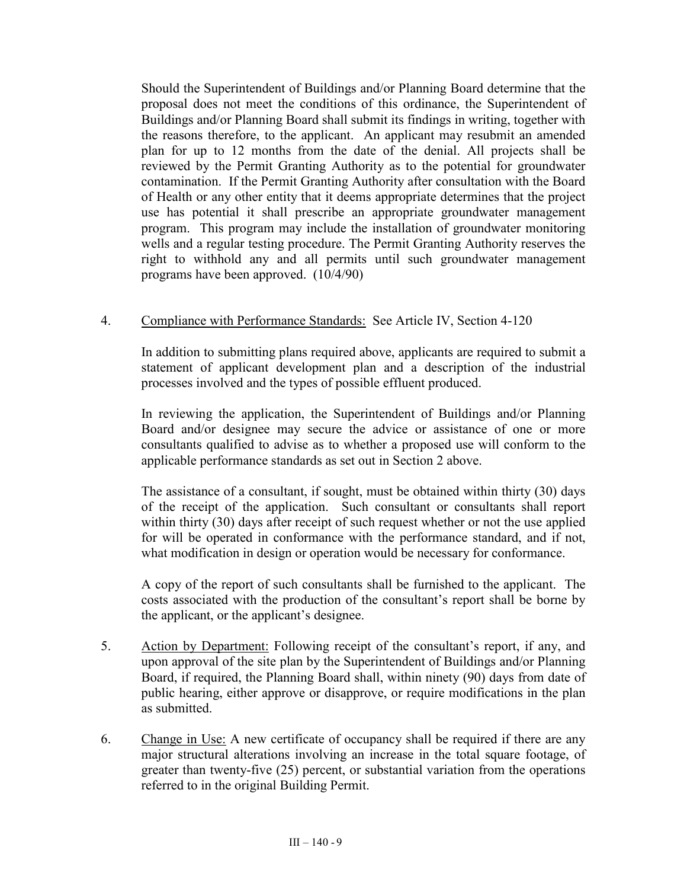Should the Superintendent of Buildings and/or Planning Board determine that the proposal does not meet the conditions of this ordinance, the Superintendent of Buildings and/or Planning Board shall submit its findings in writing, together with the reasons therefore, to the applicant. An applicant may resubmit an amended plan for up to 12 months from the date of the denial. All projects shall be reviewed by the Permit Granting Authority as to the potential for groundwater contamination. If the Permit Granting Authority after consultation with the Board of Health or any other entity that it deems appropriate determines that the project use has potential it shall prescribe an appropriate groundwater management program. This program may include the installation of groundwater monitoring wells and a regular testing procedure. The Permit Granting Authority reserves the right to withhold any and all permits until such groundwater management programs have been approved. (10/4/90)

4. Compliance with Performance Standards: See Article IV, Section 4-120

   In addition to submitting plans required above, applicants are required to submit a statement of applicant development plan and a description of the industrial processes involved and the types of possible effluent produced.

   In reviewing the application, the Superintendent of Buildings and/or Planning Board and/or designee may secure the advice or assistance of one or more consultants qualified to advise as to whether a proposed use will conform to the applicable performance standards as set out in Section 2 above.

   The assistance of a consultant, if sought, must be obtained within thirty (30) days of the receipt of the application. Such consultant or consultants shall report within thirty (30) days after receipt of such request whether or not the use applied for will be operated in conformance with the performance standard, and if not, what modification in design or operation would be necessary for conformance.

   A copy of the report of such consultants shall be furnished to the applicant. The costs associated with the production of the consultant's report shall be borne by the applicant, or the applicant's designee.

5. Action by Department: Following receipt of the consultant's report, if any, and upon approval of the site plan by the Superintendent of Buildings and/or Planning Board, if required, the Planning Board shall, within ninety (90) days from date of public hearing, either approve or disapprove, or require modifications in the plan as submitted.

6. Change in Use: A new certificate of occupancy shall be required if there are any major structural alterations involving an increase in the total square footage, of greater than twenty-five (25) percent, or substantial variation from the operations referred to in the original Building Permit.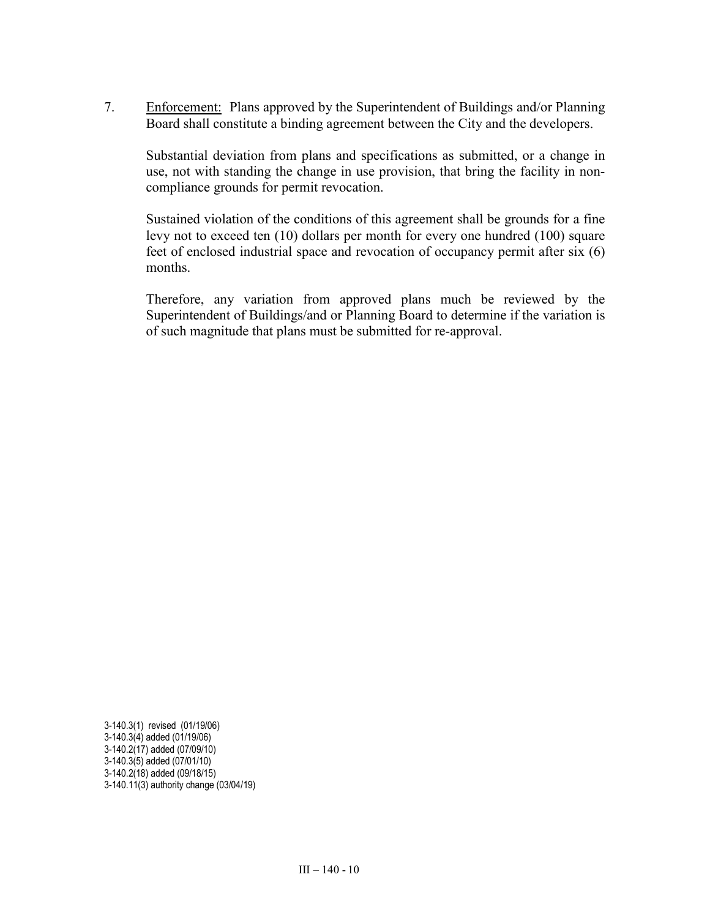7. <u>Enforcement:</u> Plans approved by the Superintendent of Buildings and/or Planning Board shall constitute a binding agreement between the City and the developers.

   Substantial deviation from plans and specifications as submitted, or a change in use, not with standing the change in use provision, that bring the facility in non-compliance grounds for permit revocation.

   Sustained violation of the conditions of this agreement shall be grounds for a fine levy not to exceed ten (10) dollars per month for every one hundred (100) square feet of enclosed industrial space and revocation of occupancy permit after six (6) months.

   Therefore, any variation from approved plans much be reviewed by the Superintendent of Buildings/and or Planning Board to determine if the variation is of such magnitude that plans must be submitted for re-approval.

3-140.3(1) revised (01/19/06)
3-140.3(4) added (01/19/06)
3-140.2(17) added (07/09/10)
3-140.3(5) added (07/01/10)
3-140.2(18) added (09/18/15)
3-140.11(3) authority change (03/04/19)